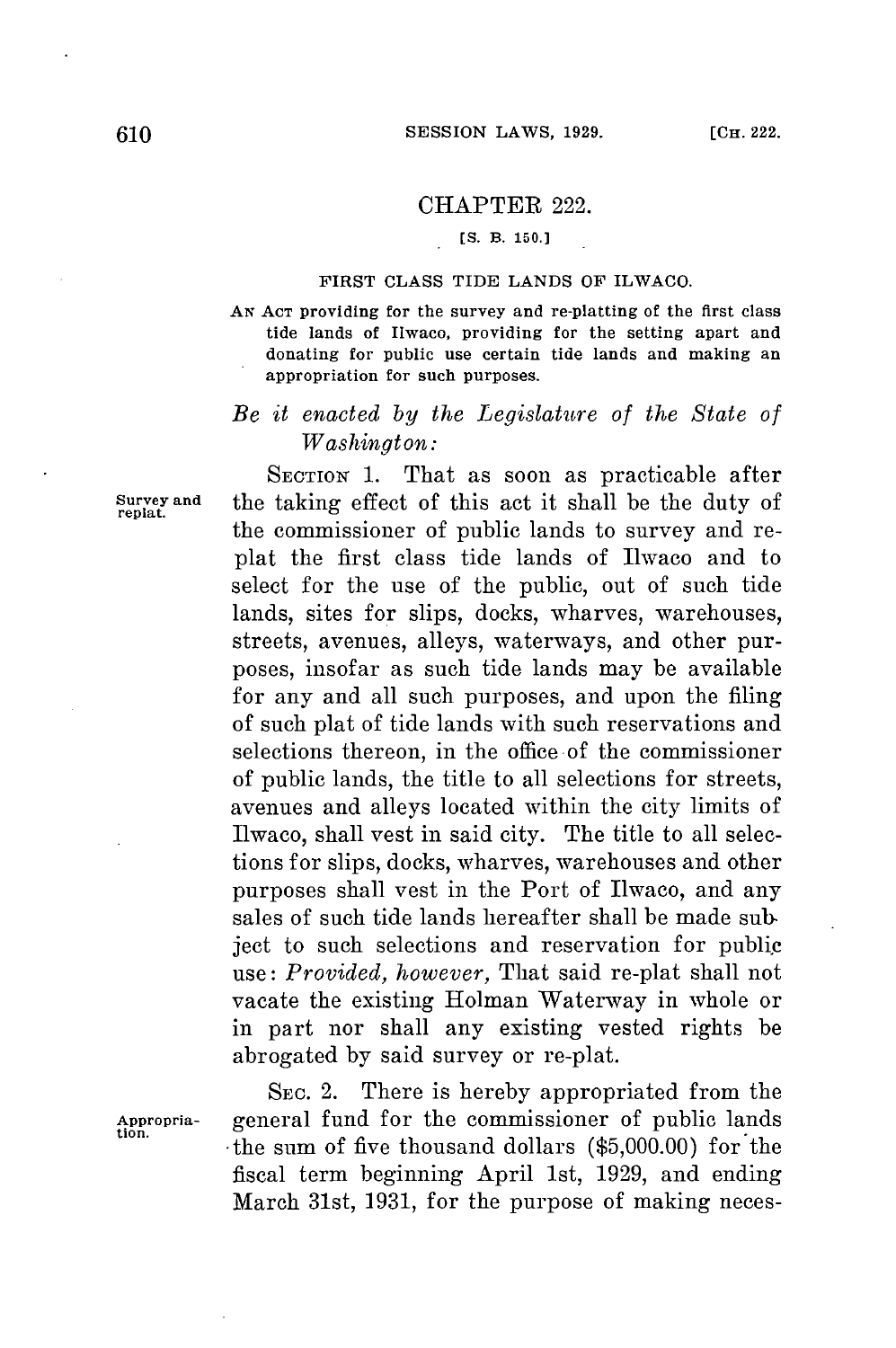# CHAPTER 222.

[S. B. 150.]

## FIRST CLASS TIDE LANDS OF ILWACO.

AN ACT providing for the survey and re-platting of the first class tide lands of Ilwaco, providing for the setting apart and donating for public use certain tide lands and making an appropriation for such purposes.

*Be it enacted by the Legislature of the State of Washington:*

Survey and replat.

SECTION 1. That as soon as practicable after the taking effect of this act it shall be the duty of the commissioner of public lands to survey and replat the first class tide lands of Ilwaco and to select for the use of the public, out of such tide lands, sites for slips, docks, wharves, warehouses, streets, avenues, alleys, waterways, and other purposes, insofar as such tide lands may be available for any and all such purposes, and upon the filing of such plat of tide lands with such reservations and selections thereon, in the office of the commissioner of public lands, the title to all selections for streets, avenues and alleys located within the city limits of Ilwaco, shall vest in said city. The title to all selections for slips, docks, wharves, warehouses and other purposes shall vest in the Port of Ilwaco, and any sales of such tide lands hereafter shall be made subject to such selections and reservation for public use: *Provided, however,* That said re-plat shall not vacate the existing Holman Waterway in whole or in part nor shall any existing vested rights be abrogated by said survey or re-plat.

Appropriation.

SEC. 2. There is hereby appropriated from the general fund for the commissioner of public lands the sum of five thousand dollars ($5,000.00) for the fiscal term beginning April 1st, 1929, and ending March 31st, 1931, for the purpose of making neces-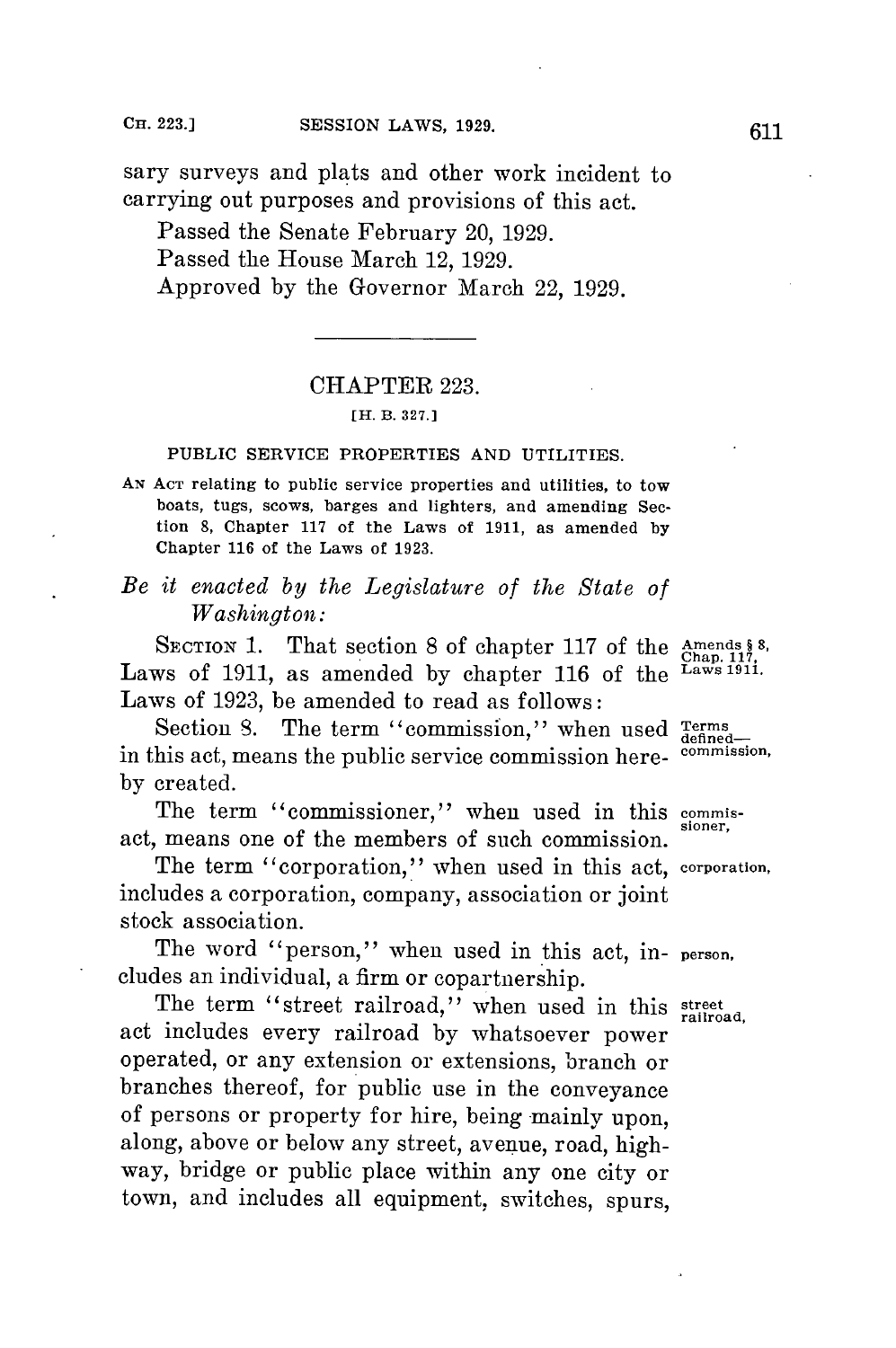sary surveys and plats and other work incident to carrying out purposes and provisions of this act.

Passed the Senate February 20, 1929.

Passed the House March 12, 1929.

Approved by the Governor March 22, 1929.

---

## CHAPTER 223.

[H. B. 327.]

### PUBLIC SERVICE PROPERTIES AND UTILITIES.

AN ACT relating to public service properties and utilities, to tow boats, tugs, scows, barges and lighters, and amending Section 8, Chapter 117 of the Laws of 1911, as amended by Chapter 116 of the Laws of 1923.

*Be it enacted by the Legislature of the State of Washington:*

SECTION 1. That section 8 of chapter 117 of the Laws of 1911, as amended by chapter 116 of the Laws of 1923, be amended to read as follows: Amends § 8, Chap. 117, Laws 1911.

Section 8. The term "commission," when used in this act, means the public service commission hereby created. Terms defined—commission,

The term "commissioner," when used in this act, means one of the members of such commission. commissioner,

The term "corporation," when used in this act, includes a corporation, company, association or joint stock association. corporation,

The word "person," when used in this act, includes an individual, a firm or copartnership. person,

The term "street railroad," when used in this act includes every railroad by whatsoever power operated, or any extension or extensions, branch or branches thereof, for public use in the conveyance of persons or property for hire, being mainly upon, along, above or below any street, avenue, road, highway, bridge or public place within any one city or town, and includes all equipment, switches, spurs, street railroad,